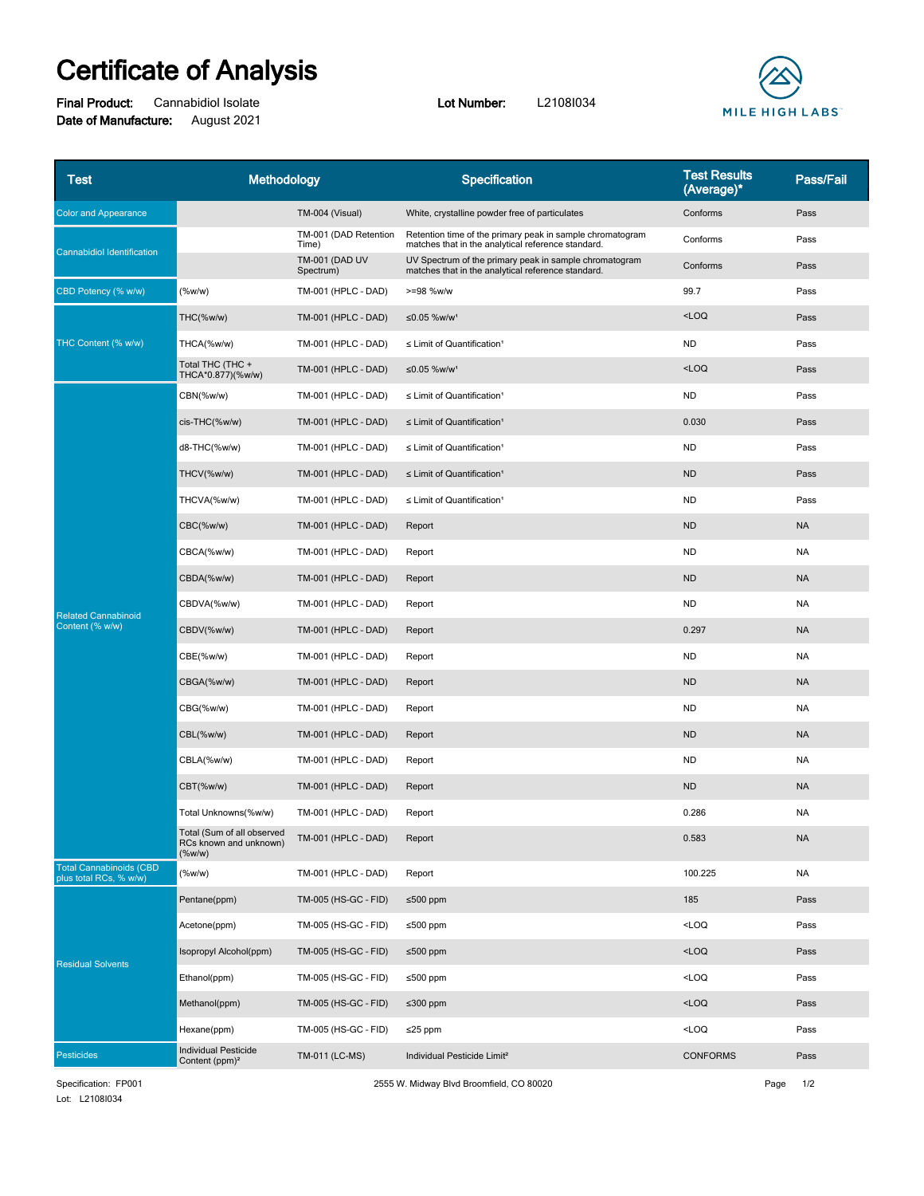# Certificate of Analysis

**Final Product:** Cannabidiol Isolate **Lot Number:** L2108I034
**Date of Manufacture:** August 2021

MILE HIGH LABS

| Test | Methodology | | Specification | Test Results (Average)* | Pass/Fail |
|---|---|---|---|---|---|
| Color and Appearance | | TM-004 (Visual) | White, crystalline powder free of particulates | Conforms | Pass |
| Cannabidiol Identification | | TM-001 (DAD Retention Time) | Retention time of the primary peak in sample chromatogram matches that in the analytical reference standard. | Conforms | Pass |
| | | TM-001 (DAD UV Spectrum) | UV Spectrum of the primary peak in sample chromatogram matches that in the analytical reference standard. | Conforms | Pass |
| CBD Potency (% w/w) | (%w/w) | TM-001 (HPLC - DAD) | >=98 %w/w | 99.7 | Pass |
| THC Content (% w/w) | THC(%w/w) | TM-001 (HPLC - DAD) | ≤0.05 %w/w[1] | <LOQ | Pass |
| | THCA(%w/w) | TM-001 (HPLC - DAD) | ≤ Limit of Quantification[1] | ND | Pass |
| | Total THC (THC + THCA*0.877)(%w/w) | TM-001 (HPLC - DAD) | ≤0.05 %w/w[1] | <LOQ | Pass |
| Related Cannabinoid Content (% w/w) | CBN(%w/w) | TM-001 (HPLC - DAD) | ≤ Limit of Quantification[1] | ND | Pass |
| | cis-THC(%w/w) | TM-001 (HPLC - DAD) | ≤ Limit of Quantification[1] | 0.030 | Pass |
| | d8-THC(%w/w) | TM-001 (HPLC - DAD) | ≤ Limit of Quantification[1] | ND | Pass |
| | THCV(%w/w) | TM-001 (HPLC - DAD) | ≤ Limit of Quantification[1] | ND | Pass |
| | THCVA(%w/w) | TM-001 (HPLC - DAD) | ≤ Limit of Quantification[1] | ND | Pass |
| | CBC(%w/w) | TM-001 (HPLC - DAD) | Report | ND | NA |
| | CBCA(%w/w) | TM-001 (HPLC - DAD) | Report | ND | NA |
| | CBDA(%w/w) | TM-001 (HPLC - DAD) | Report | ND | NA |
| | CBDVA(%w/w) | TM-001 (HPLC - DAD) | Report | ND | NA |
| | CBDV(%w/w) | TM-001 (HPLC - DAD) | Report | 0.297 | NA |
| | CBE(%w/w) | TM-001 (HPLC - DAD) | Report | ND | NA |
| | CBGA(%w/w) | TM-001 (HPLC - DAD) | Report | ND | NA |
| | CBG(%w/w) | TM-001 (HPLC - DAD) | Report | ND | NA |
| | CBL(%w/w) | TM-001 (HPLC - DAD) | Report | ND | NA |
| | CBLA(%w/w) | TM-001 (HPLC - DAD) | Report | ND | NA |
| | CBT(%w/w) | TM-001 (HPLC - DAD) | Report | ND | NA |
| | Total Unknowns(%w/w) | TM-001 (HPLC - DAD) | Report | 0.286 | NA |
| | Total (Sum of all observed RCs known and unknown)(%w/w) | TM-001 (HPLC - DAD) | Report | 0.583 | NA |
| Total Cannabinoids (CBD plus total RCs, % w/w) | (%w/w) | TM-001 (HPLC - DAD) | Report | 100.225 | NA |
| Residual Solvents | Pentane(ppm) | TM-005 (HS-GC - FID) | ≤500 ppm | 185 | Pass |
| | Acetone(ppm) | TM-005 (HS-GC - FID) | ≤500 ppm | <LOQ | Pass |
| | Isopropyl Alcohol(ppm) | TM-005 (HS-GC - FID) | ≤500 ppm | <LOQ | Pass |
| | Ethanol(ppm) | TM-005 (HS-GC - FID) | ≤500 ppm | <LOQ | Pass |
| | Methanol(ppm) | TM-005 (HS-GC - FID) | ≤300 ppm | <LOQ | Pass |
| | Hexane(ppm) | TM-005 (HS-GC - FID) | ≤25 ppm | <LOQ | Pass |
| Pesticides | Individual Pesticide Content (ppm)[2] | TM-011 (LC-MS) | Individual Pesticide Limit[2] | CONFORMS | Pass |

Specification: FP001
Lot: L2108I034

2555 W. Midway Blvd Broomfield, CO 80020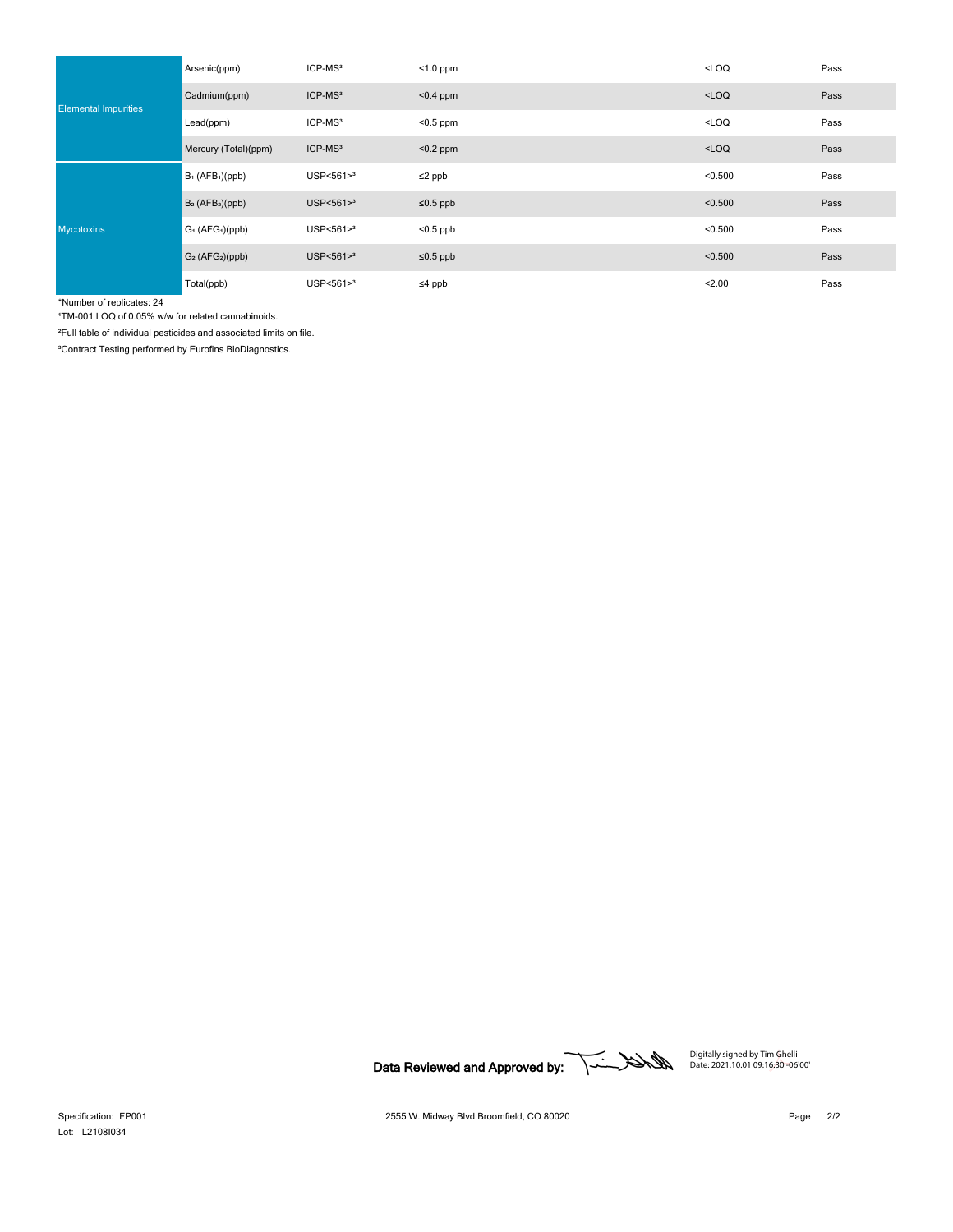| | | | | | |
|---|---|---|---|---|---|
| Elemental Impurities | Arsenic(ppm) | ICP-MS[3] | <1.0 ppm | <LOQ | Pass |
| | Cadmium(ppm) | ICP-MS[3] | <0.4 ppm | <LOQ | Pass |
| | Lead(ppm) | ICP-MS[3] | <0.5 ppm | <LOQ | Pass |
| | Mercury (Total)(ppm) | ICP-MS[3] | <0.2 ppm | <LOQ | Pass |
| Mycotoxins | $B_1$ ($AFB_1$)(ppb) | USP<561>[3] | ≤2 ppb | <0.500 | Pass |
| | $B_2$ ($AFB_2$)(ppb) | USP<561>[3] | ≤0.5 ppb | <0.500 | Pass |
| | $G_1$ ($AFG_1$)(ppb) | USP<561>[3] | ≤0.5 ppb | <0.500 | Pass |
| | $G_2$ ($AFG_2$)(ppb) | USP<561>[3] | ≤0.5 ppb | <0.500 | Pass |
| | Total(ppb) | USP<561>[3] | ≤4 ppb | <2.00 | Pass |

*Number of replicates: 24

[1]TM-001 LOQ of 0.05% w/w for related cannabinoids.

[2]Full table of individual pesticides and associated limits on file.

[3]Contract Testing performed by Eurofins BioDiagnostics.

**Data Reviewed and Approved by:**

Digitally signed by Tim Ghelli
Date: 2021.10.01 09:16:30 -06'00'

Specification: FP001
Lot: L2108I034

2555 W. Midway Blvd Broomfield, CO 80020